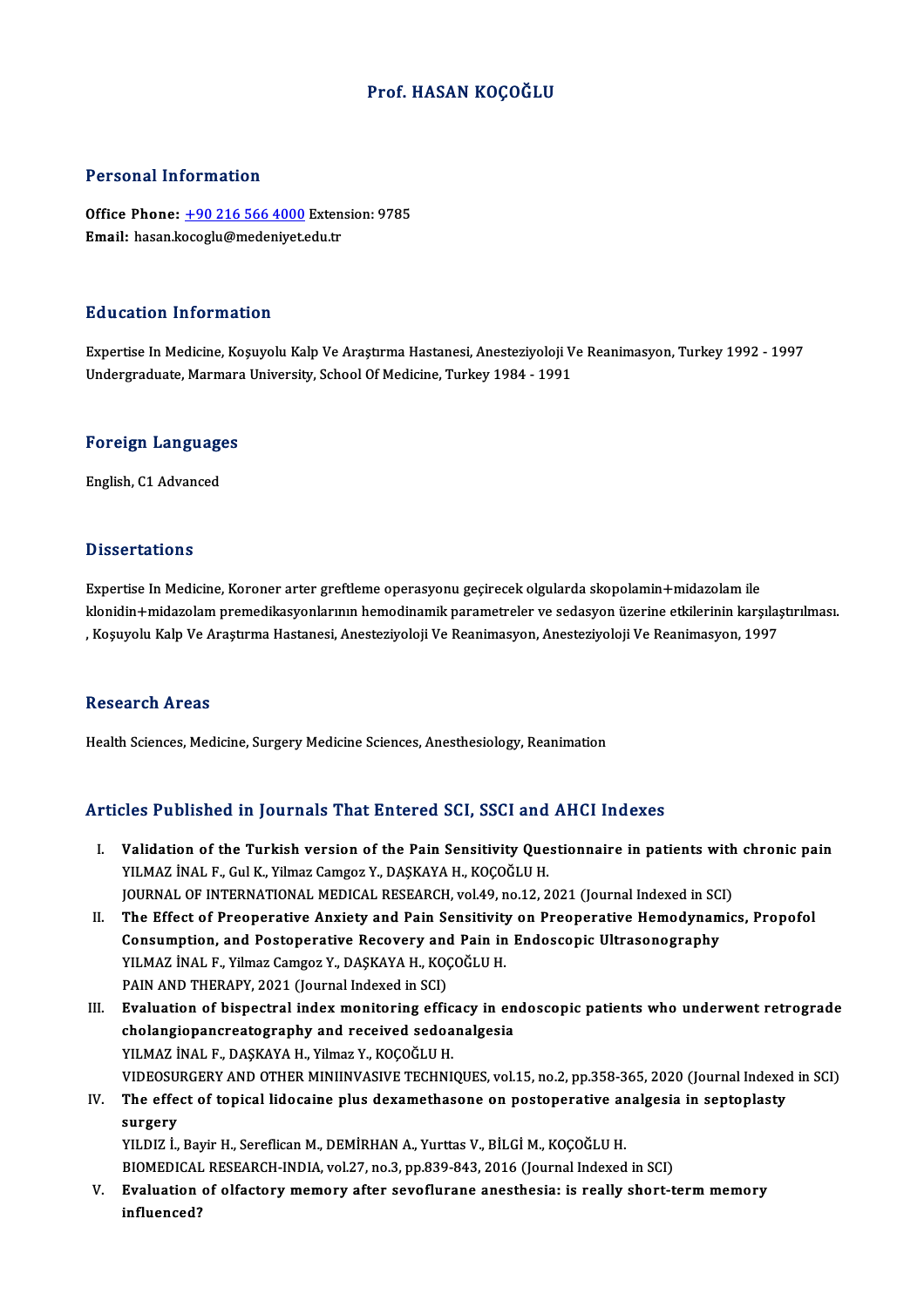# Prof. HASAN KOÇOĞLU

## Personal Information

**Office Phone:** +90 216 566 4000 Extension: 9785
**Email:** hasan.kocoglu@medeniyet.edu.tr

## Education Information

Expertise In Medicine, Koşuyolu Kalp Ve Araştırma Hastanesi, Anesteziyoloji Ve Reanimasyon, Turkey 1992 - 1997
Undergraduate, Marmara University, School Of Medicine, Turkey 1984 - 1991

## Foreign Languages

English, C1 Advanced

## Dissertations

Expertise In Medicine, Koroner arter greftleme operasyonu geçirecek olgularda skopolamin+midazolam ile klonidin+midazolam premedikasyonlarının hemodinamik parametreler ve sedasyon üzerine etkilerinin karşılaştırılması. , Koşuyolu Kalp Ve Araştırma Hastanesi, Anesteziyoloji Ve Reanimasyon, Anesteziyoloji Ve Reanimasyon, 1997

## Research Areas

Health Sciences, Medicine, Surgery Medicine Sciences, Anesthesiology, Reanimation

## Articles Published in Journals That Entered SCI, SSCI and AHCI Indexes

I. **Validation of the Turkish version of the Pain Sensitivity Questionnaire in patients with chronic pain**
YILMAZ İNAL F., Gul K., Yilmaz Camgoz Y., DAŞKAYA H., KOÇOĞLU H.
JOURNAL OF INTERNATIONAL MEDICAL RESEARCH, vol.49, no.12, 2021 (Journal Indexed in SCI)

II. **The Effect of Preoperative Anxiety and Pain Sensitivity on Preoperative Hemodynamics, Propofol Consumption, and Postoperative Recovery and Pain in Endoscopic Ultrasonography**
YILMAZ İNAL F., Yilmaz Camgoz Y., DAŞKAYA H., KOÇOĞLU H.
PAIN AND THERAPY, 2021 (Journal Indexed in SCI)

III. **Evaluation of bispectral index monitoring efficacy in endoscopic patients who underwent retrograde cholangiopancreatography and received sedoanalgesia**
YILMAZ İNAL F., DAŞKAYA H., Yilmaz Y., KOÇOĞLU H.
VIDEOSURGERY AND OTHER MINIINVASIVE TECHNIQUES, vol.15, no.2, pp.358-365, 2020 (Journal Indexed in SCI)

IV. **The effect of topical lidocaine plus dexamethasone on postoperative analgesia in septoplasty surgery**
YILDIZ İ., Bayir H., Sereflican M., DEMİRHAN A., Yurttas V., BİLGİ M., KOÇOĞLU H.
BIOMEDICAL RESEARCH-INDIA, vol.27, no.3, pp.839-843, 2016 (Journal Indexed in SCI)

V. **Evaluation of olfactory memory after sevoflurane anesthesia: is really short-term memory influenced?**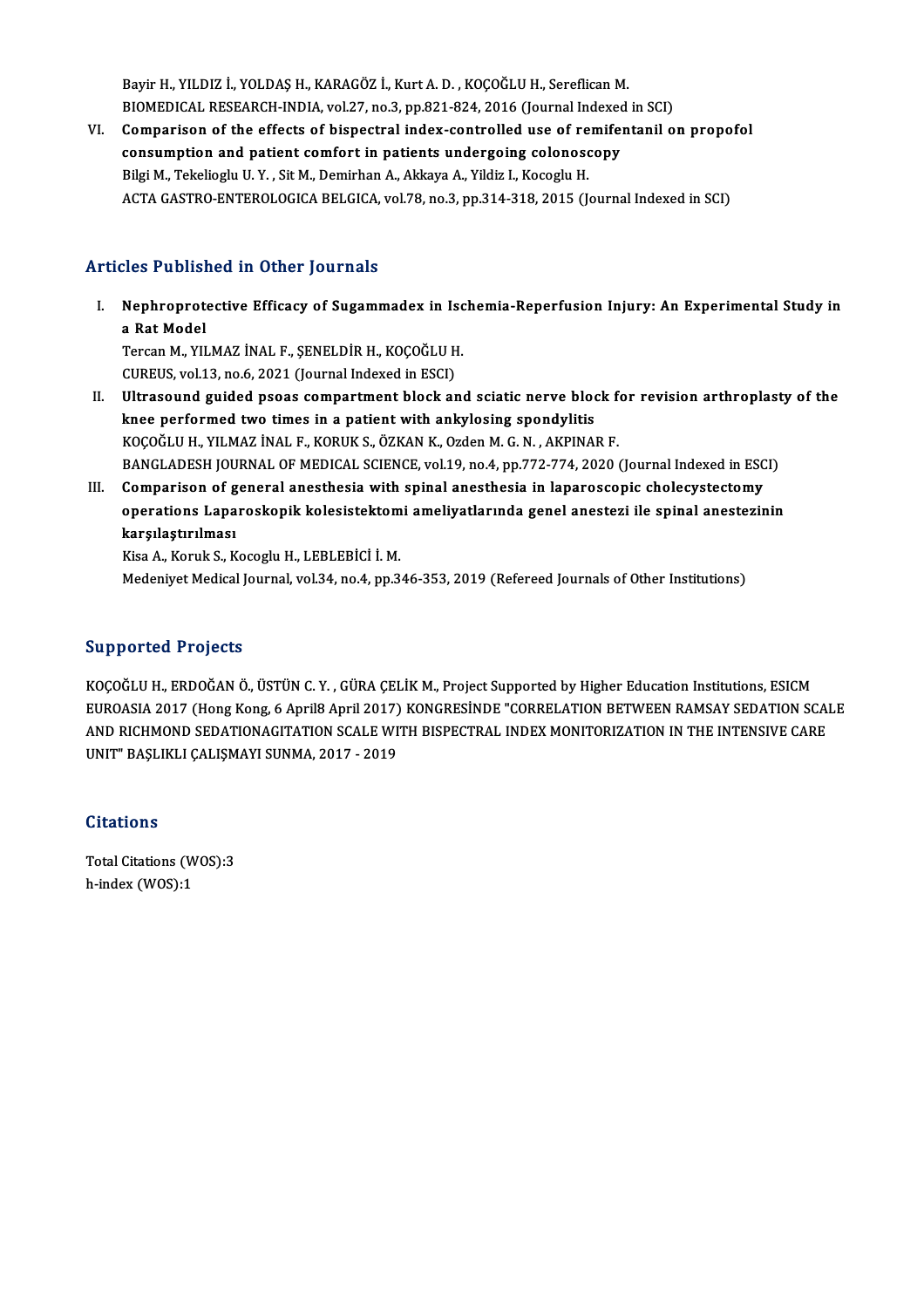Bayir H., YILDIZ İ., YOLDAŞ H., KARAGÖZ İ., Kurt A. D. , KOÇOĞLU H., Sereflican M.
BIOMEDICAL RESEARCH-INDIA, vol.27, no.3, pp.821-824, 2016 (Journal Indexed in SCI)

VI. **Comparison of the effects of bispectral index-controlled use of remifentanil on propofol consumption and patient comfort in patients undergoing colonoscopy**
Bilgi M., Tekelioglu U. Y. , Sit M., Demirhan A., Akkaya A., Yildiz I., Kocoglu H.
ACTA GASTRO-ENTEROLOGICA BELGICA, vol.78, no.3, pp.314-318, 2015 (Journal Indexed in SCI)

## Articles Published in Other Journals

I. **Nephroprotective Efficacy of Sugammadex in Ischemia-Reperfusion Injury: An Experimental Study in a Rat Model**
Tercan M., YILMAZ İNAL F., ŞENELDİR H., KOÇOĞLU H.
CUREUS, vol.13, no.6, 2021 (Journal Indexed in ESCI)

II. **Ultrasound guided psoas compartment block and sciatic nerve block for revision arthroplasty of the knee performed two times in a patient with ankylosing spondylitis**
KOÇOĞLU H., YILMAZ İNAL F., KORUK S., ÖZKAN K., Ozden M. G. N. , AKPINAR F.
BANGLADESH JOURNAL OF MEDICAL SCIENCE, vol.19, no.4, pp.772-774, 2020 (Journal Indexed in ESCI)

III. **Comparison of general anesthesia with spinal anesthesia in laparoscopic cholecystectomy operations Laparoskopik kolesistektomi ameliyatlarında genel anestezi ile spinal anestezinin karşılaştırılması**
Kisa A., Koruk S., Kocoglu H., LEBLEBİCİ İ. M.
Medeniyet Medical Journal, vol.34, no.4, pp.346-353, 2019 (Refereed Journals of Other Institutions)

## Supported Projects

KOÇOĞLU H., ERDOĞAN Ö., ÜSTÜN C. Y. , GÜRA ÇELİK M., Project Supported by Higher Education Institutions, ESICM EUROASIA 2017 (Hong Kong, 6 April8 April 2017) KONGRESİNDE "CORRELATION BETWEEN RAMSAY SEDATION SCALE AND RICHMOND SEDATIONAGITATION SCALE WITH BISPECTRAL INDEX MONITORIZATION IN THE INTENSIVE CARE UNIT" BAŞLIKLI ÇALIŞMAYI SUNMA, 2017 - 2019

## Citations

Total Citations (WOS):3
h-index (WOS):1